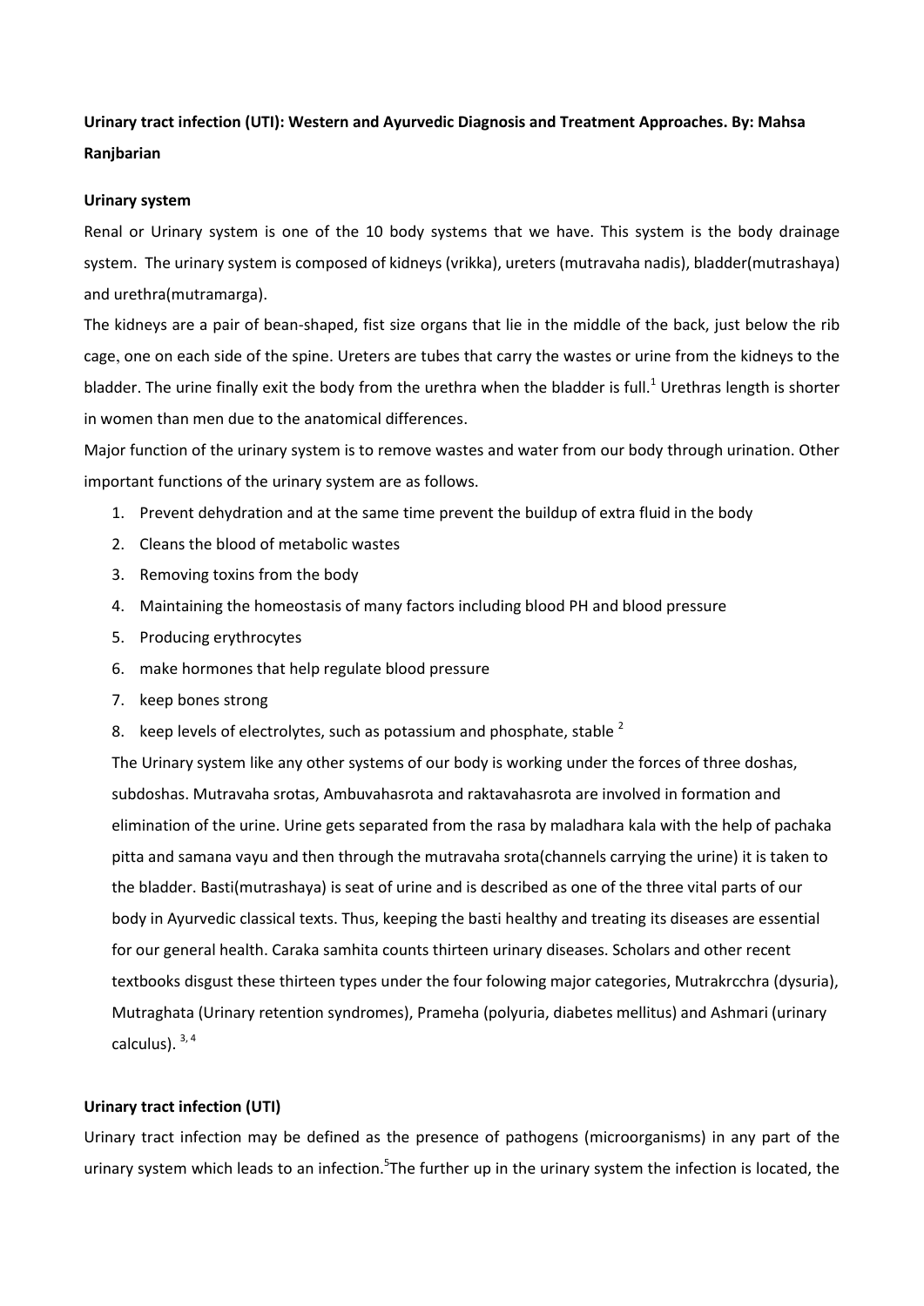**Urinary tract infection (UTI): Western and Ayurvedic Diagnosis and Treatment Approaches. By: Mahsa Ranjbarian**

**Urinary system**

Renal or Urinary system is one of the 10 body systems that we have. This system is the body drainage system. The urinary system is composed of kidneys (vrikka), ureters (mutravaha nadis), bladder(mutrashaya) and urethra(mutramarga).

The kidneys are a pair of bean-shaped, fist size organs that lie in the middle of the back, just below the rib cage, one on each side of the spine. Ureters are tubes that carry the wastes or urine from the kidneys to the bladder. The urine finally exit the body from the urethra when the bladder is full.[1] Urethras length is shorter in women than men due to the anatomical differences.

Major function of the urinary system is to remove wastes and water from our body through urination. Other important functions of the urinary system are as follows.

1. Prevent dehydration and at the same time prevent the buildup of extra fluid in the body
2. Cleans the blood of metabolic wastes
3. Removing toxins from the body
4. Maintaining the homeostasis of many factors including blood PH and blood pressure
5. Producing erythrocytes
6. make hormones that help regulate blood pressure
7. keep bones strong
8. keep levels of electrolytes, such as potassium and phosphate, stable [2]

The Urinary system like any other systems of our body is working under the forces of three doshas, subdoshas. Mutravaha srotas, Ambuvahasrota and raktavahasrota are involved in formation and elimination of the urine. Urine gets separated from the rasa by maladhara kala with the help of pachaka pitta and samana vayu and then through the mutravaha srota(channels carrying the urine) it is taken to the bladder. Basti(mutrashaya) is seat of urine and is described as one of the three vital parts of our body in Ayurvedic classical texts. Thus, keeping the basti healthy and treating its diseases are essential for our general health. Caraka samhita counts thirteen urinary diseases. Scholars and other recent textbooks disgust these thirteen types under the four folowing major categories, Mutrakrcchra (dysuria), Mutraghata (Urinary retention syndromes), Prameha (polyuria, diabetes mellitus) and Ashmari (urinary calculus). [3, 4]

**Urinary tract infection (UTI)**

Urinary tract infection may be defined as the presence of pathogens (microorganisms) in any part of the urinary system which leads to an infection.[5]The further up in the urinary system the infection is located, the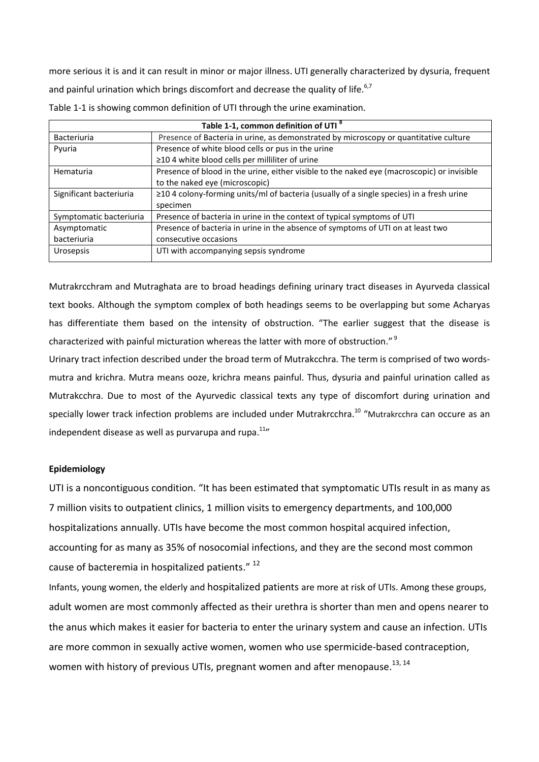more serious it is and it can result in minor or major illness. UTI generally characterized by dysuria, frequent and painful urination which brings discomfort and decrease the quality of life.[6,7]

Table 1-1 is showing common definition of UTI through the urine examination.

| Table 1-1, common definition of UTI [8] | |
|---|---|
| Bacteriuria | Presence of Bacteria in urine, as demonstrated by microscopy or quantitative culture |
| Pyuria | Presence of white blood cells or pus in the urine<br>≥10 4 white blood cells per milliliter of urine |
| Hematuria | Presence of blood in the urine, either visible to the naked eye (macroscopic) or invisible to the naked eye (microscopic) |
| Significant bacteriuria | ≥10 4 colony-forming units/ml of bacteria (usually of a single species) in a fresh urine specimen |
| Symptomatic bacteriuria | Presence of bacteria in urine in the context of typical symptoms of UTI |
| Asymptomatic bacteriuria | Presence of bacteria in urine in the absence of symptoms of UTI on at least two consecutive occasions |
| Urosepsis | UTI with accompanying sepsis syndrome |

Mutrakrcchram and Mutraghata are to broad headings defining urinary tract diseases in Ayurveda classical text books. Although the symptom complex of both headings seems to be overlapping but some Acharyas has differentiate them based on the intensity of obstruction. "The earlier suggest that the disease is characterized with painful micturation whereas the latter with more of obstruction." [9]

Urinary tract infection described under the broad term of Mutrakcchra. The term is comprised of two words- mutra and krichra. Mutra means ooze, krichra means painful. Thus, dysuria and painful urination called as Mutrakcchra. Due to most of the Ayurvedic classical texts any type of discomfort during urination and specially lower track infection problems are included under Mutrakrcchra.[10] "Mutrakrcchra can occure as an independent disease as well as purvarupa and rupa.[11]"

**Epidemiology**

UTI is a noncontiguous condition. "It has been estimated that symptomatic UTIs result in as many as 7 million visits to outpatient clinics, 1 million visits to emergency departments, and 100,000 hospitalizations annually. UTIs have become the most common hospital acquired infection, accounting for as many as 35% of nosocomial infections, and they are the second most common cause of bacteremia in hospitalized patients." [12]

Infants, young women, the elderly and hospitalized patients are more at risk of UTIs. Among these groups, adult women are most commonly affected as their urethra is shorter than men and opens nearer to the anus which makes it easier for bacteria to enter the urinary system and cause an infection. UTIs are more common in sexually active women, women who use spermicide-based contraception, women with history of previous UTIs, pregnant women and after menopause.[13, 14]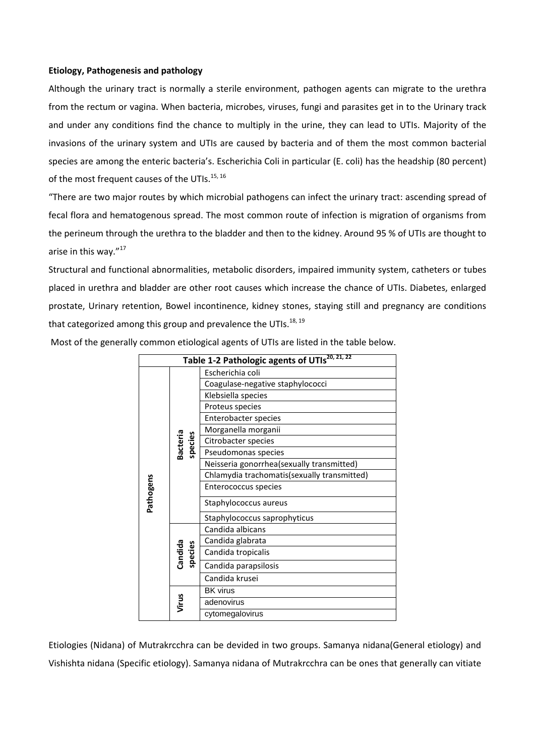**Etiology, Pathogenesis and pathology**

Although the urinary tract is normally a sterile environment, pathogen agents can migrate to the urethra from the rectum or vagina. When bacteria, microbes, viruses, fungi and parasites get in to the Urinary track and under any conditions find the chance to multiply in the urine, they can lead to UTIs. Majority of the invasions of the urinary system and UTIs are caused by bacteria and of them the most common bacterial species are among the enteric bacteria's. Escherichia Coli in particular (E. coli) has the headship (80 percent) of the most frequent causes of the UTIs.[15, 16]

"There are two major routes by which microbial pathogens can infect the urinary tract: ascending spread of fecal flora and hematogenous spread. The most common route of infection is migration of organisms from the perineum through the urethra to the bladder and then to the kidney. Around 95 % of UTIs are thought to arise in this way."[17]

Structural and functional abnormalities, metabolic disorders, impaired immunity system, catheters or tubes placed in urethra and bladder are other root causes which increase the chance of UTIs. Diabetes, enlarged prostate, Urinary retention, Bowel incontinence, kidney stones, staying still and pregnancy are conditions that categorized among this group and prevalence the UTIs.[18, 19]

Most of the generally common etiological agents of UTIs are listed in the table below.

**Table 1-2 Pathologic agents of UTIs[20, 21, 22]**

| | | |
|---|---|---|
| **Pathogens** | **Bacteria species** | Escherichia coli |
| | | Coagulase-negative staphylococci |
| | | Klebsiella species |
| | | Proteus species |
| | | Enterobacter species |
| | | Morganella morganii |
| | | Citrobacter species |
| | | Pseudomonas species |
| | | Neisseria gonorrhea(sexually transmitted) |
| | | Chlamydia trachomatis(sexually transmitted) |
| | | Enterococcus species |
| | | Staphylococcus aureus |
| | | Staphylococcus saprophyticus |
| | **Candida species** | Candida albicans |
| | | Candida glabrata |
| | | Candida tropicalis |
| | | Candida parapsilosis |
| | | Candida krusei |
| | **Virus** | BK virus |
| | | adenovirus |
| | | cytomegalovirus |

Etiologies (Nidana) of Mutrakrcchra can be devided in two groups. Samanya nidana(General etiology) and Vishishta nidana (Specific etiology). Samanya nidana of Mutrakrcchra can be ones that generally can vitiate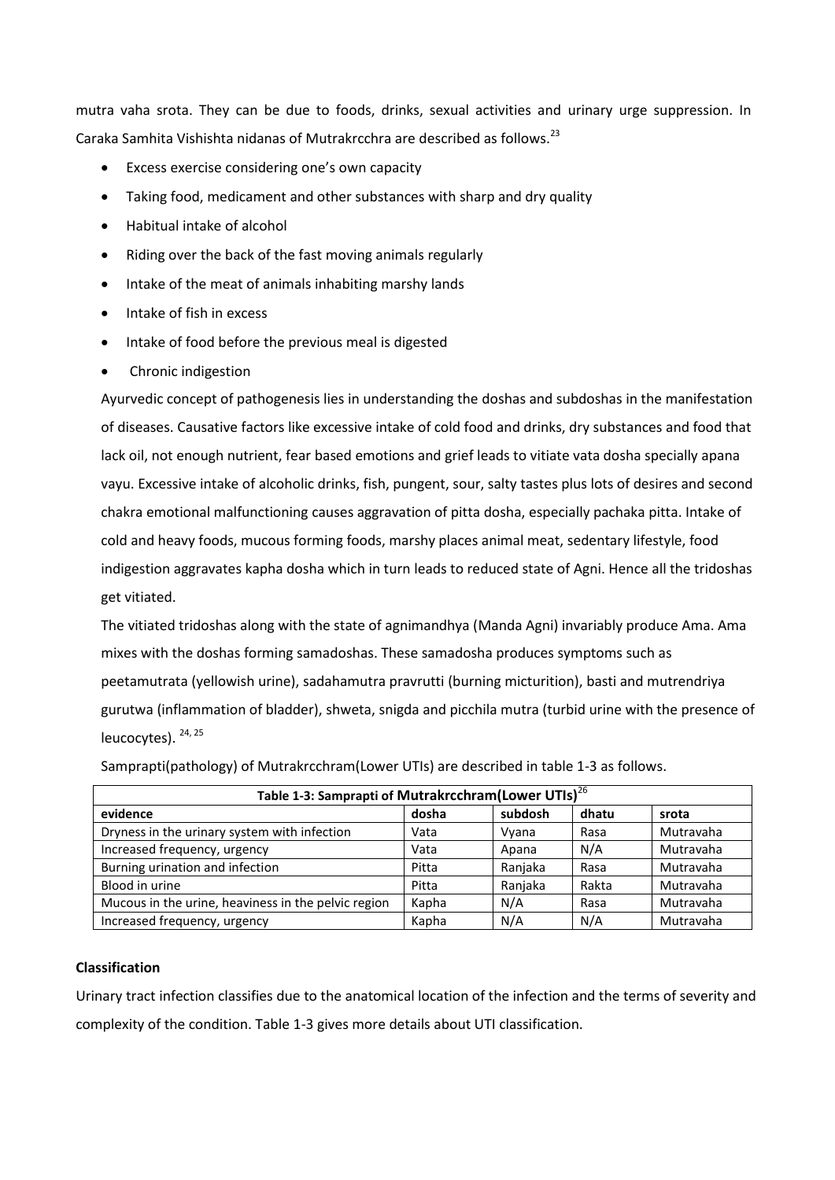mutra vaha srota. They can be due to foods, drinks, sexual activities and urinary urge suppression. In Caraka Samhita Vishishta nidanas of Mutrakrcchra are described as follows.[23]

- Excess exercise considering one's own capacity
- Taking food, medicament and other substances with sharp and dry quality
- Habitual intake of alcohol
- Riding over the back of the fast moving animals regularly
- Intake of the meat of animals inhabiting marshy lands
- Intake of fish in excess
- Intake of food before the previous meal is digested
- Chronic indigestion

Ayurvedic concept of pathogenesis lies in understanding the doshas and subdoshas in the manifestation of diseases. Causative factors like excessive intake of cold food and drinks, dry substances and food that lack oil, not enough nutrient, fear based emotions and grief leads to vitiate vata dosha specially apana vayu. Excessive intake of alcoholic drinks, fish, pungent, sour, salty tastes plus lots of desires and second chakra emotional malfunctioning causes aggravation of pitta dosha, especially pachaka pitta. Intake of cold and heavy foods, mucous forming foods, marshy places animal meat, sedentary lifestyle, food indigestion aggravates kapha dosha which in turn leads to reduced state of Agni. Hence all the tridoshas get vitiated.

The vitiated tridoshas along with the state of agnimandhya (Manda Agni) invariably produce Ama. Ama mixes with the doshas forming samadoshas. These samadosha produces symptoms such as peetamutrata (yellowish urine), sadahamutra pravrutti (burning micturition), basti and mutrendriya gurutwa (inflammation of bladder), shweta, snigda and picchila mutra (turbid urine with the presence of leucocytes). [24, 25]

Samprapti(pathology) of Mutrakrcchram(Lower UTIs) are described in table 1-3 as follows.

**Table 1-3: Samprapti of Mutrakrcchram(Lower UTIs)**[26]

| evidence | dosha | subdosh | dhatu | srota |
|---|---|---|---|---|
| Dryness in the urinary system with infection | Vata | Vyana | Rasa | Mutravaha |
| Increased frequency, urgency | Vata | Apana | N/A | Mutravaha |
| Burning urination and infection | Pitta | Ranjaka | Rasa | Mutravaha |
| Blood in urine | Pitta | Ranjaka | Rakta | Mutravaha |
| Mucous in the urine, heaviness in the pelvic region | Kapha | N/A | Rasa | Mutravaha |
| Increased frequency, urgency | Kapha | N/A | N/A | Mutravaha |

**Classification**

Urinary tract infection classifies due to the anatomical location of the infection and the terms of severity and complexity of the condition. Table 1-3 gives more details about UTI classification.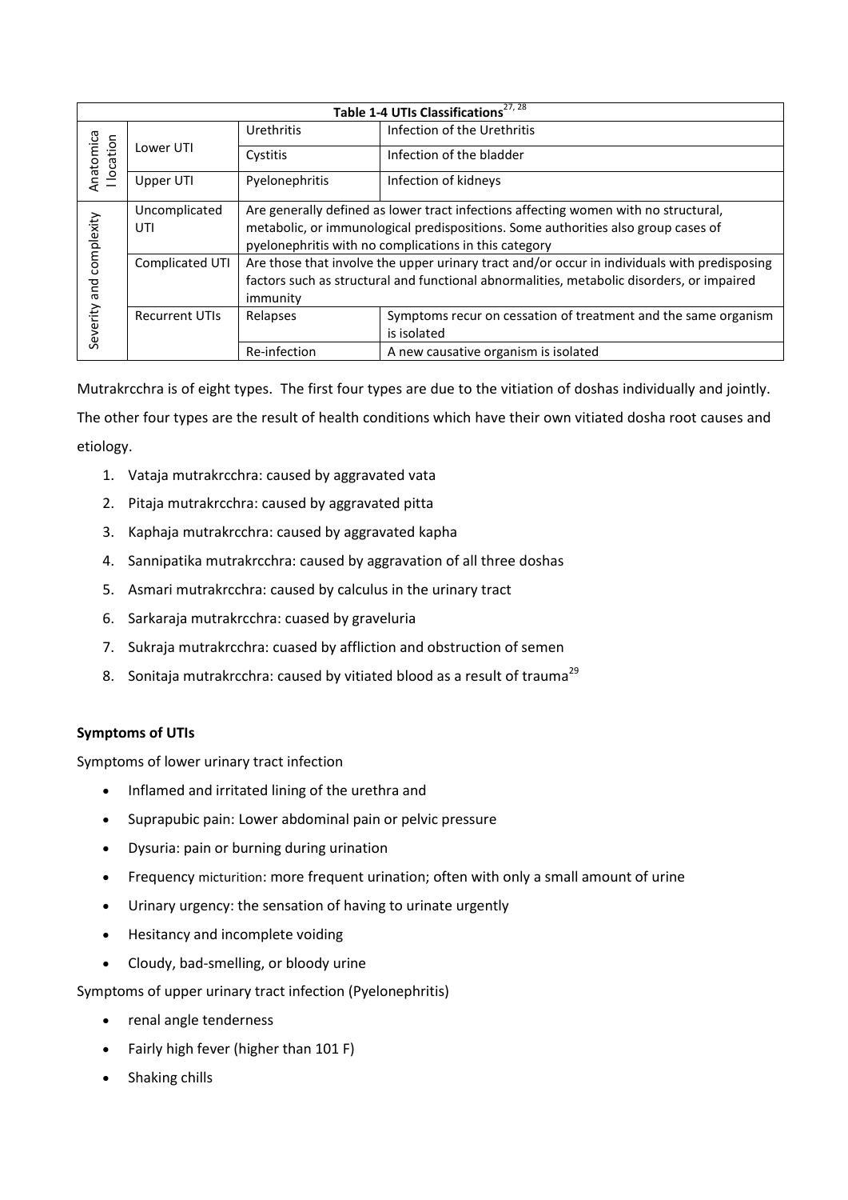| Table 1-4 UTIs Classifications[27, 28] | | | |
|---|---|---|---|
| Anatomical location | Lower UTI | Urethritis | Infection of the Urethritis |
| | | Cystitis | Infection of the bladder |
| | Upper UTI | Pyelonephritis | Infection of kidneys |
| Severity and complexity | Uncomplicated UTI | Are generally defined as lower tract infections affecting women with no structural, metabolic, or immunological predispositions. Some authorities also group cases of pyelonephritis with no complications in this category | |
| | Complicated UTI | Are those that involve the upper urinary tract and/or occur in individuals with predisposing factors such as structural and functional abnormalities, metabolic disorders, or impaired immunity | |
| | Recurrent UTIs | Relapses | Symptoms recur on cessation of treatment and the same organism is isolated |
| | | Re-infection | A new causative organism is isolated |

Mutrakrcchra is of eight types. The first four types are due to the vitiation of doshas individually and jointly. The other four types are the result of health conditions which have their own vitiated dosha root causes and etiology.

1. Vataja mutrakrcchra: caused by aggravated vata
2. Pitaja mutrakrcchra: caused by aggravated pitta
3. Kaphaja mutrakrcchra: caused by aggravated kapha
4. Sannipatika mutrakrcchra: caused by aggravation of all three doshas
5. Asmari mutrakrcchra: caused by calculus in the urinary tract
6. Sarkaraja mutrakrcchra: cuased by graveluria
7. Sukraja mutrakrcchra: cuased by affliction and obstruction of semen
8. Sonitaja mutrakrcchra: caused by vitiated blood as a result of trauma[29]

**Symptoms of UTIs**

Symptoms of lower urinary tract infection

- Inflamed and irritated lining of the urethra and
- Suprapubic pain: Lower abdominal pain or pelvic pressure
- Dysuria: pain or burning during urination
- Frequency micturition: more frequent urination; often with only a small amount of urine
- Urinary urgency: the sensation of having to urinate urgently
- Hesitancy and incomplete voiding
- Cloudy, bad-smelling, or bloody urine

Symptoms of upper urinary tract infection (Pyelonephritis)

- renal angle tenderness
- Fairly high fever (higher than 101 F)
- Shaking chills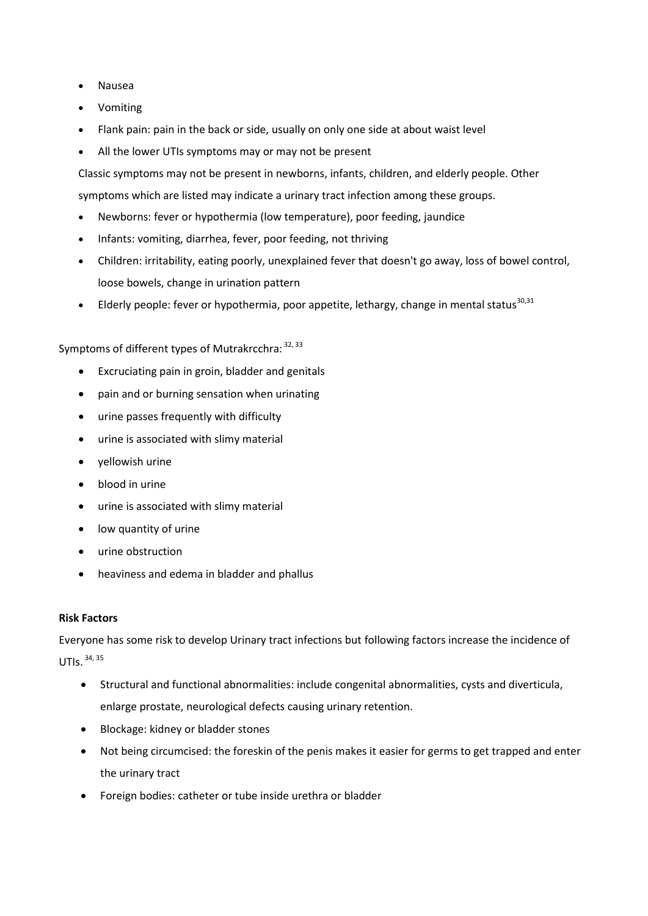- Nausea
- Vomiting
- Flank pain: pain in the back or side, usually on only one side at about waist level
- All the lower UTIs symptoms may or may not be present

Classic symptoms may not be present in newborns, infants, children, and elderly people. Other symptoms which are listed may indicate a urinary tract infection among these groups.

- Newborns: fever or hypothermia (low temperature), poor feeding, jaundice
- Infants: vomiting, diarrhea, fever, poor feeding, not thriving
- Children: irritability, eating poorly, unexplained fever that doesn't go away, loss of bowel control, loose bowels, change in urination pattern
- Elderly people: fever or hypothermia, poor appetite, lethargy, change in mental status[30,31]

Symptoms of different types of Mutrakrcchra: [32, 33]

- Excruciating pain in groin, bladder and genitals
- pain and or burning sensation when urinating
- urine passes frequently with difficulty
- urine is associated with slimy material
- yellowish urine
- blood in urine
- urine is associated with slimy material
- low quantity of urine
- urine obstruction
- heaviness and edema in bladder and phallus

**Risk Factors**

Everyone has some risk to develop Urinary tract infections but following factors increase the incidence of UTIs. [34, 35]

- Structural and functional abnormalities: include congenital abnormalities, cysts and diverticula, enlarge prostate, neurological defects causing urinary retention.
- Blockage: kidney or bladder stones
- Not being circumcised: the foreskin of the penis makes it easier for germs to get trapped and enter the urinary tract
- Foreign bodies: catheter or tube inside urethra or bladder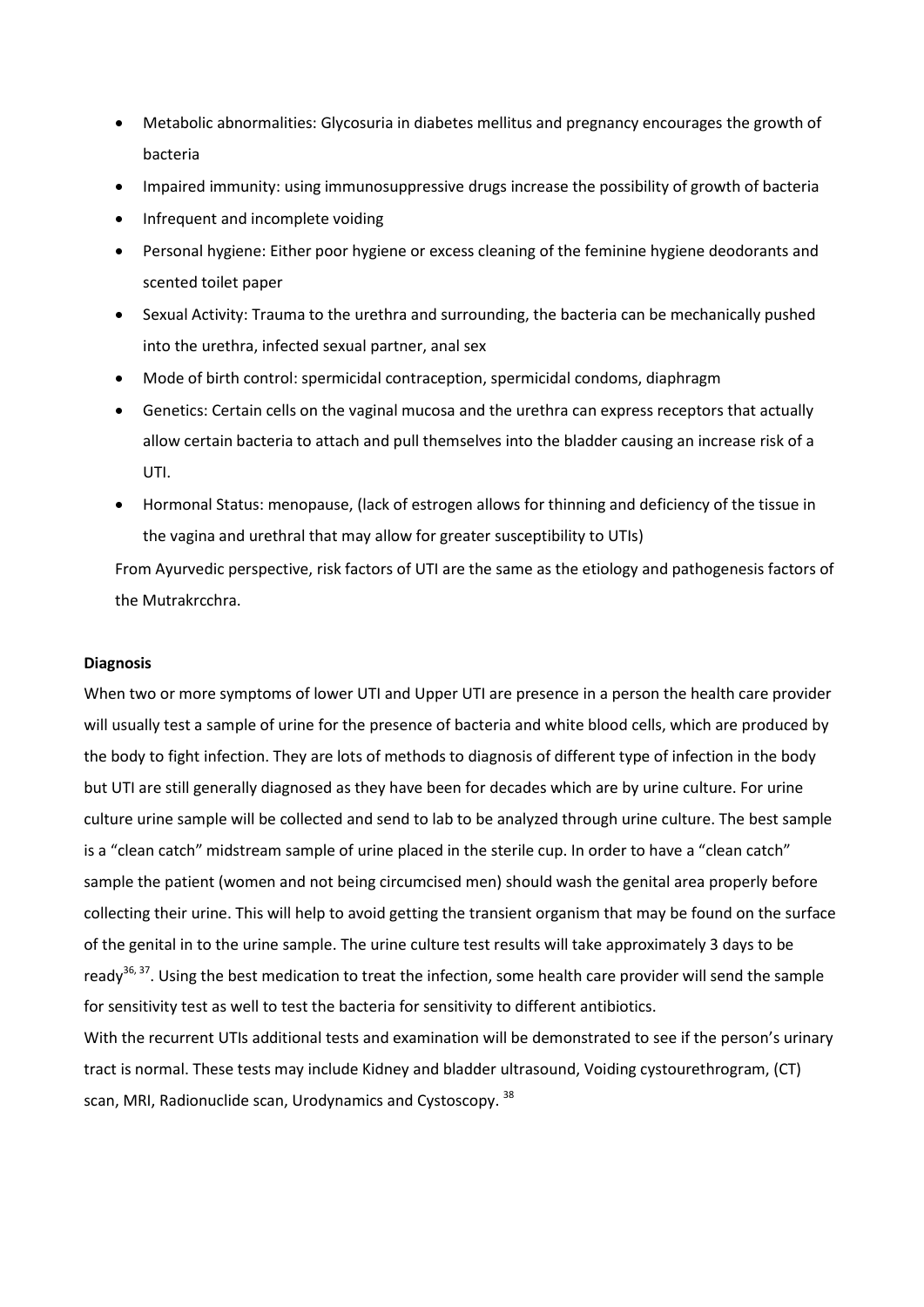- Metabolic abnormalities: Glycosuria in diabetes mellitus and pregnancy encourages the growth of bacteria
- Impaired immunity: using immunosuppressive drugs increase the possibility of growth of bacteria
- Infrequent and incomplete voiding
- Personal hygiene: Either poor hygiene or excess cleaning of the feminine hygiene deodorants and scented toilet paper
- Sexual Activity: Trauma to the urethra and surrounding, the bacteria can be mechanically pushed into the urethra, infected sexual partner, anal sex
- Mode of birth control: spermicidal contraception, spermicidal condoms, diaphragm
- Genetics: Certain cells on the vaginal mucosa and the urethra can express receptors that actually allow certain bacteria to attach and pull themselves into the bladder causing an increase risk of a UTI.
- Hormonal Status: menopause, (lack of estrogen allows for thinning and deficiency of the tissue in the vagina and urethral that may allow for greater susceptibility to UTIs)

From Ayurvedic perspective, risk factors of UTI are the same as the etiology and pathogenesis factors of the Mutrakrcchra.

**Diagnosis**

When two or more symptoms of lower UTI and Upper UTI are presence in a person the health care provider will usually test a sample of urine for the presence of bacteria and white blood cells, which are produced by the body to fight infection. They are lots of methods to diagnosis of different type of infection in the body but UTI are still generally diagnosed as they have been for decades which are by urine culture. For urine culture urine sample will be collected and send to lab to be analyzed through urine culture. The best sample is a "clean catch" midstream sample of urine placed in the sterile cup. In order to have a "clean catch" sample the patient (women and not being circumcised men) should wash the genital area properly before collecting their urine. This will help to avoid getting the transient organism that may be found on the surface of the genital in to the urine sample. The urine culture test results will take approximately 3 days to be ready[36, 37]. Using the best medication to treat the infection, some health care provider will send the sample for sensitivity test as well to test the bacteria for sensitivity to different antibiotics.

With the recurrent UTIs additional tests and examination will be demonstrated to see if the person's urinary tract is normal. These tests may include Kidney and bladder ultrasound, Voiding cystourethrogram, (CT) scan, MRI, Radionuclide scan, Urodynamics and Cystoscopy. [38]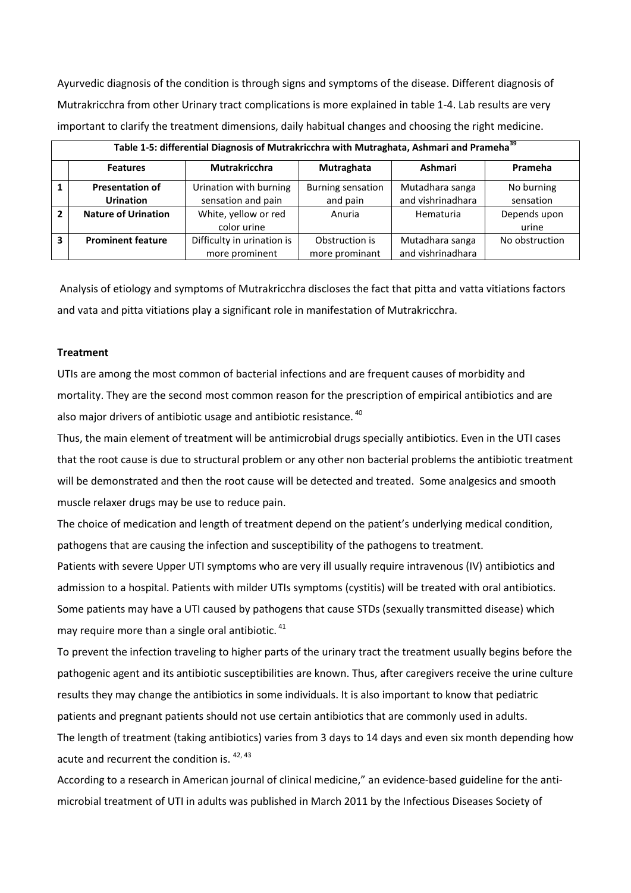Ayurvedic diagnosis of the condition is through signs and symptoms of the disease. Different diagnosis of Mutrakricchra from other Urinary tract complications is more explained in table 1-4. Lab results are very important to clarify the treatment dimensions, daily habitual changes and choosing the right medicine.

**Table 1-5: differential Diagnosis of Mutrakricchra with Mutraghata, Ashmari and Prameha[39]**

| | Features | Mutrakricchra | Mutraghata | Ashmari | Prameha |
|---|---|---|---|---|---|
| 1 | **Presentation of Urination** | Urination with burning sensation and pain | Burning sensation and pain | Mutadhara sanga and vishrinadhara | No burning sensation |
| 2 | **Nature of Urination** | White, yellow or red color urine | Anuria | Hematuria | Depends upon urine |
| 3 | **Prominent feature** | Difficulty in urination is more prominent | Obstruction is more prominant | Mutadhara sanga and vishrinadhara | No obstruction |

Analysis of etiology and symptoms of Mutrakricchra discloses the fact that pitta and vatta vitiations factors and vata and pitta vitiations play a significant role in manifestation of Mutrakricchra.

**Treatment**

UTIs are among the most common of bacterial infections and are frequent causes of morbidity and mortality. They are the second most common reason for the prescription of empirical antibiotics and are also major drivers of antibiotic usage and antibiotic resistance. [40]

Thus, the main element of treatment will be antimicrobial drugs specially antibiotics. Even in the UTI cases that the root cause is due to structural problem or any other non bacterial problems the antibiotic treatment will be demonstrated and then the root cause will be detected and treated. Some analgesics and smooth muscle relaxer drugs may be use to reduce pain.

The choice of medication and length of treatment depend on the patient's underlying medical condition, pathogens that are causing the infection and susceptibility of the pathogens to treatment.

Patients with severe Upper UTI symptoms who are very ill usually require intravenous (IV) antibiotics and admission to a hospital. Patients with milder UTIs symptoms (cystitis) will be treated with oral antibiotics. Some patients may have a UTI caused by pathogens that cause STDs (sexually transmitted disease) which may require more than a single oral antibiotic. [41]

To prevent the infection traveling to higher parts of the urinary tract the treatment usually begins before the pathogenic agent and its antibiotic susceptibilities are known. Thus, after caregivers receive the urine culture results they may change the antibiotics in some individuals. It is also important to know that pediatric patients and pregnant patients should not use certain antibiotics that are commonly used in adults.

The length of treatment (taking antibiotics) varies from 3 days to 14 days and even six month depending how acute and recurrent the condition is. [42, 43]

According to a research in American journal of clinical medicine," an evidence-based guideline for the anti-microbial treatment of UTI in adults was published in March 2011 by the Infectious Diseases Society of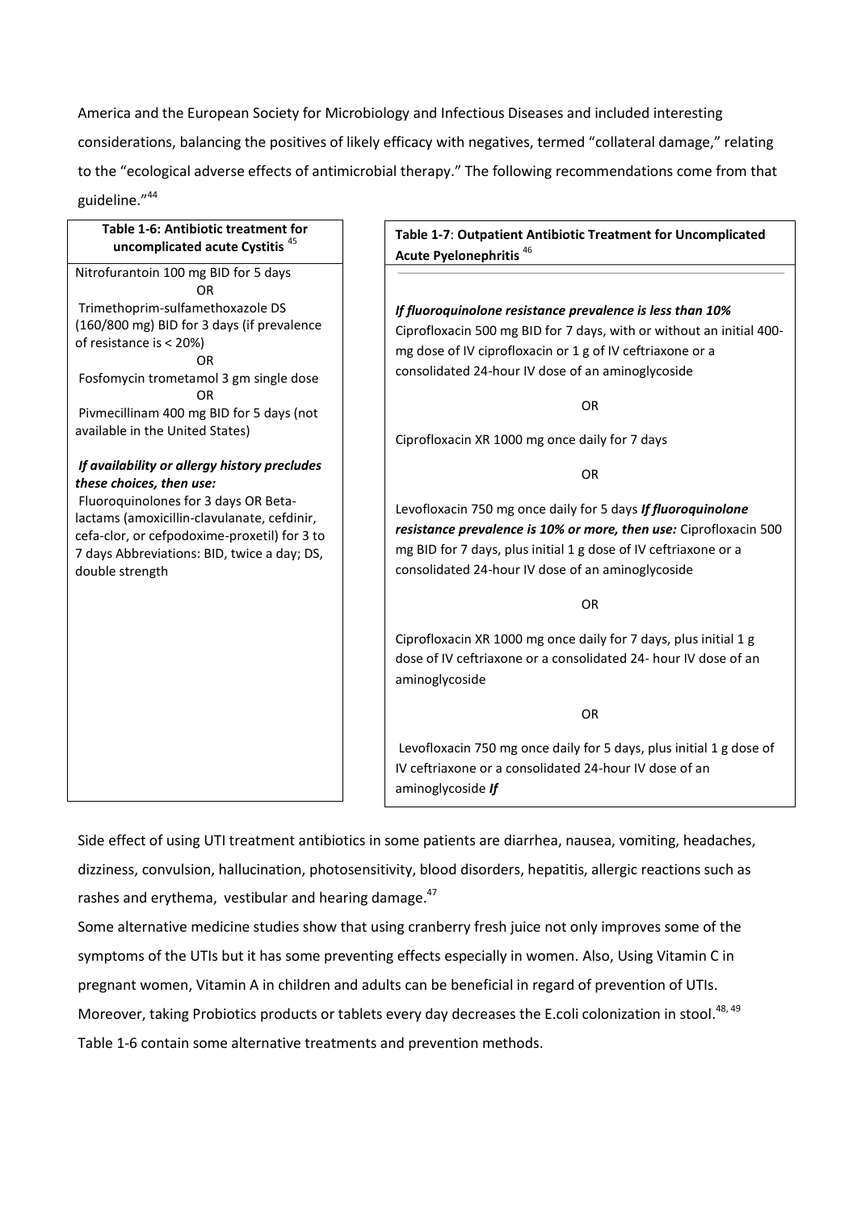America and the European Society for Microbiology and Infectious Diseases and included interesting considerations, balancing the positives of likely efficacy with negatives, termed "collateral damage," relating to the "ecological adverse effects of antimicrobial therapy." The following recommendations come from that guideline."[44]

| **Table 1-6: Antibiotic treatment for uncomplicated acute Cystitis** [45] |
|---|
| Nitrofurantoin 100 mg BID for 5 days<br>OR<br>Trimethoprim-sulfamethoxazole DS (160/800 mg) BID for 3 days (if prevalence of resistance is < 20%)<br>OR<br>Fosfomycin trometamol 3 gm single dose<br>OR<br>Pivmecillinam 400 mg BID for 5 days (not available in the United States)<br><br>***If availability or allergy history precludes these choices, then use:***<br>Fluoroquinolones for 3 days OR Beta-lactams (amoxicillin-clavulanate, cefdinir, cefa-clor, or cefpodoxime-proxetil) for 3 to 7 days Abbreviations: BID, twice a day; DS, double strength |

| **Table 1-7**: **Outpatient Antibiotic Treatment for Uncomplicated Acute Pyelonephritis** [46] |
|---|
| ***If fluoroquinolone resistance prevalence is less than 10%***<br>Ciprofloxacin 500 mg BID for 7 days, with or without an initial 400-mg dose of IV ciprofloxacin or 1 g of IV ceftriaxone or a consolidated 24-hour IV dose of an aminoglycoside<br>OR<br>Ciprofloxacin XR 1000 mg once daily for 7 days<br>OR<br>Levofloxacin 750 mg once daily for 5 days ***If fluoroquinolone resistance prevalence is 10% or more, then use:*** Ciprofloxacin 500 mg BID for 7 days, plus initial 1 g dose of IV ceftriaxone or a consolidated 24-hour IV dose of an aminoglycoside<br>OR<br>Ciprofloxacin XR 1000 mg once daily for 7 days, plus initial 1 g dose of IV ceftriaxone or a consolidated 24- hour IV dose of an aminoglycoside<br>OR<br>Levofloxacin 750 mg once daily for 5 days, plus initial 1 g dose of IV ceftriaxone or a consolidated 24-hour IV dose of an aminoglycoside ***If*** |

Side effect of using UTI treatment antibiotics in some patients are diarrhea, nausea, vomiting, headaches, dizziness, convulsion, hallucination, photosensitivity, blood disorders, hepatitis, allergic reactions such as rashes and erythema, vestibular and hearing damage.[47]

Some alternative medicine studies show that using cranberry fresh juice not only improves some of the symptoms of the UTIs but it has some preventing effects especially in women. Also, Using Vitamin C in pregnant women, Vitamin A in children and adults can be beneficial in regard of prevention of UTIs. Moreover, taking Probiotics products or tablets every day decreases the E.coli colonization in stool.[48, 49]

Table 1-6 contain some alternative treatments and prevention methods.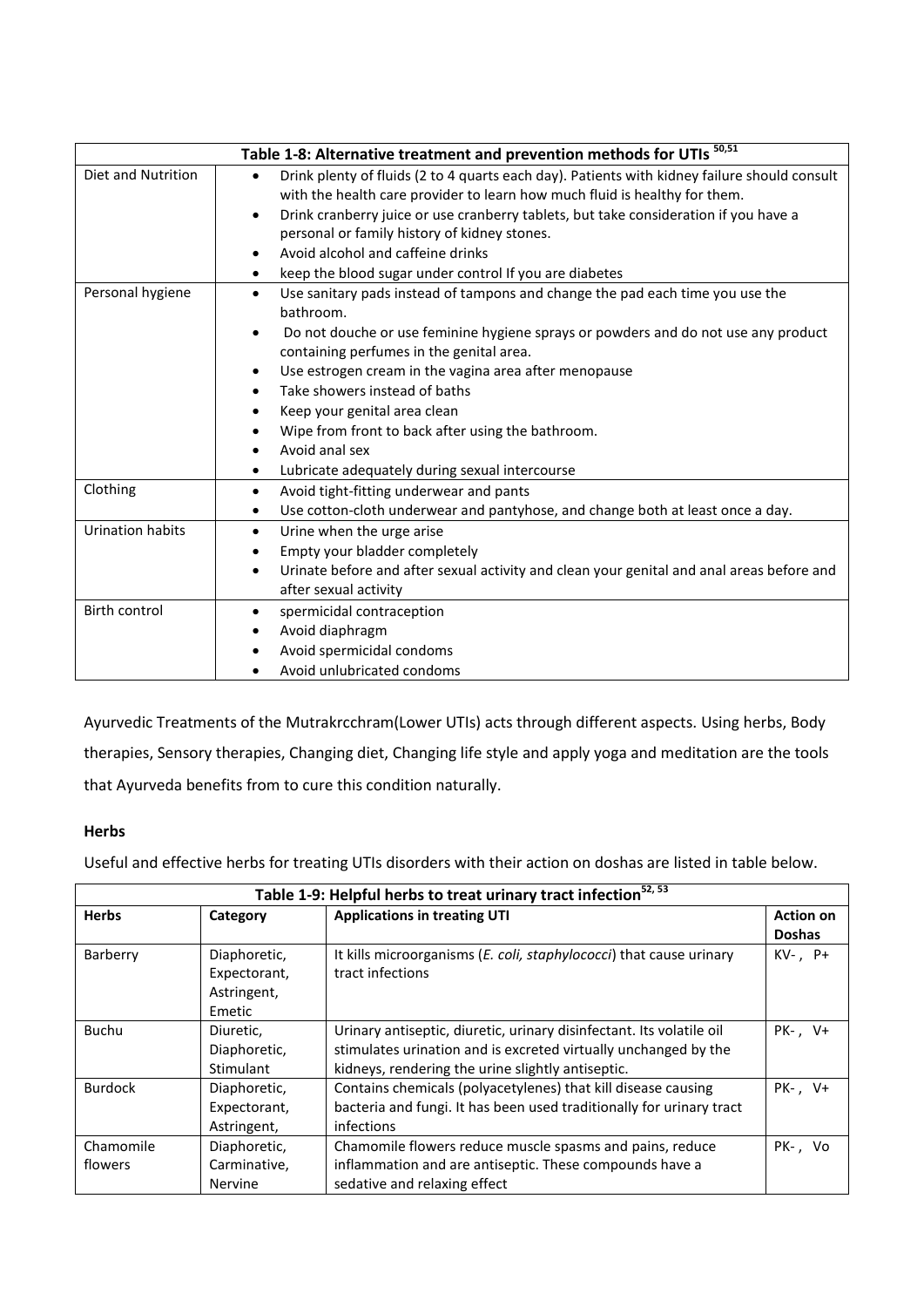| Table 1-8: Alternative treatment and prevention methods for UTIs [50,51] | |
|---|---|
| Diet and Nutrition | • Drink plenty of fluids (2 to 4 quarts each day). Patients with kidney failure should consult with the health care provider to learn how much fluid is healthy for them.<br>• Drink cranberry juice or use cranberry tablets, but take consideration if you have a personal or family history of kidney stones.<br>• Avoid alcohol and caffeine drinks<br>• keep the blood sugar under control If you are diabetes |
| Personal hygiene | • Use sanitary pads instead of tampons and change the pad each time you use the bathroom.<br>• Do not douche or use feminine hygiene sprays or powders and do not use any product containing perfumes in the genital area.<br>• Use estrogen cream in the vagina area after menopause<br>• Take showers instead of baths<br>• Keep your genital area clean<br>• Wipe from front to back after using the bathroom.<br>• Avoid anal sex<br>• Lubricate adequately during sexual intercourse |
| Clothing | • Avoid tight-fitting underwear and pants<br>• Use cotton-cloth underwear and pantyhose, and change both at least once a day. |
| Urination habits | • Urine when the urge arise<br>• Empty your bladder completely<br>• Urinate before and after sexual activity and clean your genital and anal areas before and after sexual activity |
| Birth control | • spermicidal contraception<br>• Avoid diaphragm<br>• Avoid spermicidal condoms<br>• Avoid unlubricated condoms |

Ayurvedic Treatments of the Mutrakrcchram(Lower UTIs) acts through different aspects. Using herbs, Body therapies, Sensory therapies, Changing diet, Changing life style and apply yoga and meditation are the tools that Ayurveda benefits from to cure this condition naturally.

**Herbs**

Useful and effective herbs for treating UTIs disorders with their action on doshas are listed in table below.

| Table 1-9: Helpful herbs to treat urinary tract infection[52, 53] | | | |
|---|---|---|---|
| **Herbs** | **Category** | **Applications in treating UTI** | **Action on Doshas** |
| Barberry | Diaphoretic, Expectorant, Astringent, Emetic | It kills microorganisms (*E. coli, staphylococci*) that cause urinary tract infections | KV- , P+ |
| Buchu | Diuretic, Diaphoretic, Stimulant | Urinary antiseptic, diuretic, urinary disinfectant. Its volatile oil stimulates urination and is excreted virtually unchanged by the kidneys, rendering the urine slightly antiseptic. | PK- , V+ |
| Burdock | Diaphoretic, Expectorant, Astringent, | Contains chemicals (polyacetylenes) that kill disease causing bacteria and fungi. It has been used traditionally for urinary tract infections | PK- , V+ |
| Chamomile flowers | Diaphoretic, Carminative, Nervine | Chamomile flowers reduce muscle spasms and pains, reduce inflammation and are antiseptic. These compounds have a sedative and relaxing effect | PK- , Vo |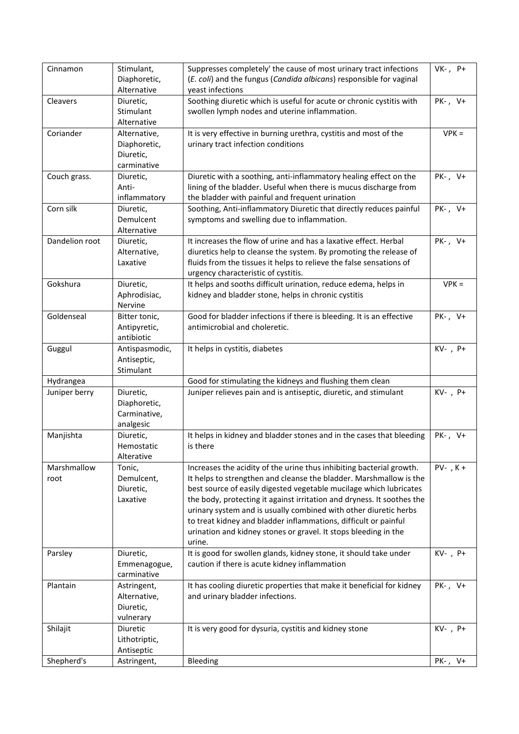| | | | |
|---|---|---|---|
| Cinnamon | Stimulant, Diaphoretic, Alternative | Suppresses completely' the cause of most urinary tract infections (*E. coli*) and the fungus (*Candida albicans*) responsible for vaginal yeast infections | VK- , P+ |
| Cleavers | Diuretic, Stimulant Alternative | Soothing diuretic which is useful for acute or chronic cystitis with swollen lymph nodes and uterine inflammation. | PK- , V+ |
| Coriander | Alternative, Diaphoretic, Diuretic, carminative | It is very effective in burning urethra, cystitis and most of the urinary tract infection conditions | VPK = |
| Couch grass. | Diuretic, Anti-inflammatory | Diuretic with a soothing, anti-inflammatory healing effect on the lining of the bladder. Useful when there is mucus discharge from the bladder with painful and frequent urination | PK- , V+ |
| Corn silk | Diuretic, Demulcent Alternative | Soothing, Anti-inflammatory Diuretic that directly reduces painful symptoms and swelling due to inflammation. | PK- , V+ |
| Dandelion root | Diuretic, Alternative, Laxative | It increases the flow of urine and has a laxative effect. Herbal diuretics help to cleanse the system. By promoting the release of fluids from the tissues it helps to relieve the false sensations of urgency characteristic of cystitis. | PK- , V+ |
| Gokshura | Diuretic, Aphrodisiac, Nervine | It helps and sooths difficult urination, reduce edema, helps in kidney and bladder stone, helps in chronic cystitis | VPK = |
| Goldenseal | Bitter tonic, Antipyretic, antibiotic | Good for bladder infections if there is bleeding. It is an effective antimicrobial and choleretic. | PK- , V+ |
| Guggul | Antispasmodic, Antiseptic, Stimulant | It helps in cystitis, diabetes | KV- , P+ |
| Hydrangea | | Good for stimulating the kidneys and flushing them clean | |
| Juniper berry | Diuretic, Diaphoretic, Carminative, analgesic | Juniper relieves pain and is antiseptic, diuretic, and stimulant | KV- , P+ |
| Manjishta | Diuretic, Hemostatic Alterative | It helps in kidney and bladder stones and in the cases that bleeding is there | PK- , V+ |
| Marshmallow root | Tonic, Demulcent, Diuretic, Laxative | Increases the acidity of the urine thus inhibiting bacterial growth. It helps to strengthen and cleanse the bladder. Marshmallow is the best source of easily digested vegetable mucilage which lubricates the body, protecting it against irritation and dryness. It soothes the urinary system and is usually combined with other diuretic herbs to treat kidney and bladder inflammations, difficult or painful urination and kidney stones or gravel. It stops bleeding in the urine. | PV- , K + |
| Parsley | Diuretic, Emmenagogue, carminative | It is good for swollen glands, kidney stone, it should take under caution if there is acute kidney inflammation | KV- , P+ |
| Plantain | Astringent, Alternative, Diuretic, vulnerary | It has cooling diuretic properties that make it beneficial for kidney and urinary bladder infections. | PK- , V+ |
| Shilajit | Diuretic Lithotriptic, Antiseptic | It is very good for dysuria, cystitis and kidney stone | KV- , P+ |
| Shepherd's | Astringent, | Bleeding | PK- , V+ |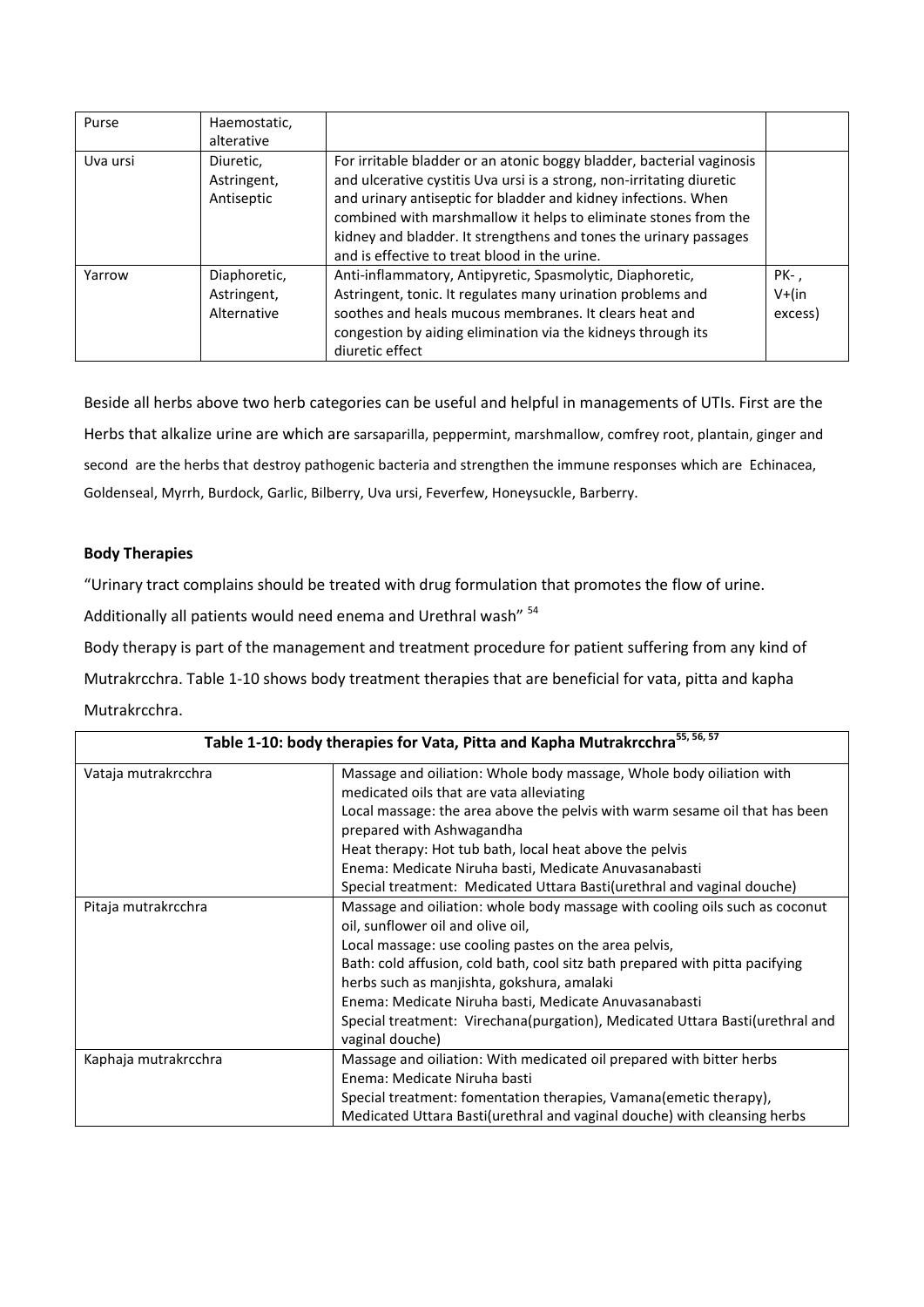| | | | |
|---|---|---|---|
| Purse | Haemostatic, alterative | | |
| Uva ursi | Diuretic, Astringent, Antiseptic | For irritable bladder or an atonic boggy bladder, bacterial vaginosis and ulcerative cystitis Uva ursi is a strong, non-irritating diuretic and urinary antiseptic for bladder and kidney infections. When combined with marshmallow it helps to eliminate stones from the kidney and bladder. It strengthens and tones the urinary passages and is effective to treat blood in the urine. | |
| Yarrow | Diaphoretic, Astringent, Alternative | Anti-inflammatory, Antipyretic, Spasmolytic, Diaphoretic, Astringent, tonic. It regulates many urination problems and soothes and heals mucous membranes. It clears heat and congestion by aiding elimination via the kidneys through its diuretic effect | PK- , V+(in excess) |

Beside all herbs above two herb categories can be useful and helpful in managements of UTIs. First are the Herbs that alkalize urine are which are sarsaparilla, peppermint, marshmallow, comfrey root, plantain, ginger and second are the herbs that destroy pathogenic bacteria and strengthen the immune responses which are Echinacea, Goldenseal, Myrrh, Burdock, Garlic, Bilberry, Uva ursi, Feverfew, Honeysuckle, Barberry.

**Body Therapies**

"Urinary tract complains should be treated with drug formulation that promotes the flow of urine. Additionally all patients would need enema and Urethral wash" [54]

Body therapy is part of the management and treatment procedure for patient suffering from any kind of Mutrakrcchra. Table 1-10 shows body treatment therapies that are beneficial for vata, pitta and kapha Mutrakrcchra.

**Table 1-10: body therapies for Vata, Pitta and Kapha Mutrakrcchra[55, 56, 57]**

| | |
|---|---|
| Vataja mutrakrcchra | Massage and oiliation: Whole body massage, Whole body oiliation with medicated oils that are vata alleviating<br>Local massage: the area above the pelvis with warm sesame oil that has been prepared with Ashwagandha<br>Heat therapy: Hot tub bath, local heat above the pelvis<br>Enema: Medicate Niruha basti, Medicate Anuvasanabasti<br>Special treatment: Medicated Uttara Basti(urethral and vaginal douche) |
| Pitaja mutrakrcchra | Massage and oiliation: whole body massage with cooling oils such as coconut oil, sunflower oil and olive oil,<br>Local massage: use cooling pastes on the area pelvis,<br>Bath: cold affusion, cold bath, cool sitz bath prepared with pitta pacifying herbs such as manjishta, gokshura, amalaki<br>Enema: Medicate Niruha basti, Medicate Anuvasanabasti<br>Special treatment: Virechana(purgation), Medicated Uttara Basti(urethral and vaginal douche) |
| Kaphaja mutrakrcchra | Massage and oiliation: With medicated oil prepared with bitter herbs<br>Enema: Medicate Niruha basti<br>Special treatment: fomentation therapies, Vamana(emetic therapy), Medicated Uttara Basti(urethral and vaginal douche) with cleansing herbs |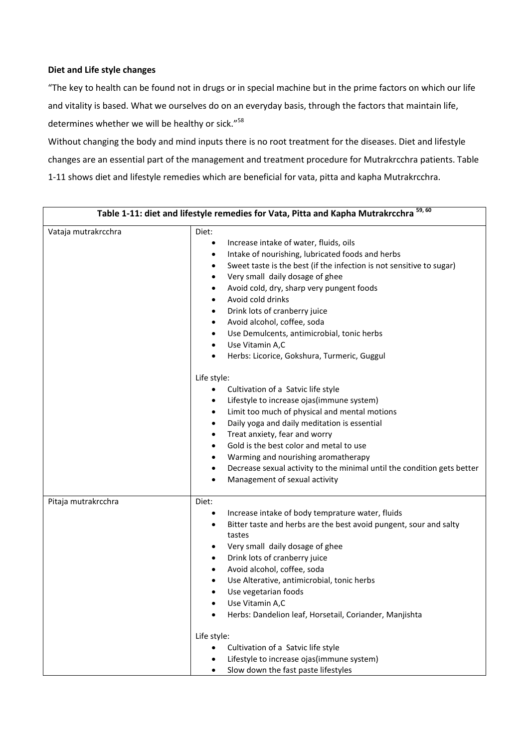**Diet and Life style changes**

"The key to health can be found not in drugs or in special machine but in the prime factors on which our life and vitality is based. What we ourselves do on an everyday basis, through the factors that maintain life, determines whether we will be healthy or sick."[58]

Without changing the body and mind inputs there is no root treatment for the diseases. Diet and lifestyle changes are an essential part of the management and treatment procedure for Mutrakrcchra patients. Table 1-11 shows diet and lifestyle remedies which are beneficial for vata, pitta and kapha Mutrakrcchra.

**Table 1-11: diet and lifestyle remedies for Vata, Pitta and Kapha Mutrakrcchra [59, 60]**

| | |
|---|---|
| Vataja mutrakrcchra | Diet:<br>• Increase intake of water, fluids, oils<br>• Intake of nourishing, lubricated foods and herbs<br>• Sweet taste is the best (if the infection is not sensitive to sugar)<br>• Very small daily dosage of ghee<br>• Avoid cold, dry, sharp very pungent foods<br>• Avoid cold drinks<br>• Drink lots of cranberry juice<br>• Avoid alcohol, coffee, soda<br>• Use Demulcents, antimicrobial, tonic herbs<br>• Use Vitamin A,C<br>• Herbs: Licorice, Gokshura, Turmeric, Guggul<br><br>Life style:<br>• Cultivation of a Satvic life style<br>• Lifestyle to increase ojas(immune system)<br>• Limit too much of physical and mental motions<br>• Daily yoga and daily meditation is essential<br>• Treat anxiety, fear and worry<br>• Gold is the best color and metal to use<br>• Warming and nourishing aromatherapy<br>• Decrease sexual activity to the minimal until the condition gets better<br>• Management of sexual activity |
| Pitaja mutrakrcchra | Diet:<br>• Increase intake of body temprature water, fluids<br>• Bitter taste and herbs are the best avoid pungent, sour and salty tastes<br>• Very small daily dosage of ghee<br>• Drink lots of cranberry juice<br>• Avoid alcohol, coffee, soda<br>• Use Alterative, antimicrobial, tonic herbs<br>• Use vegetarian foods<br>• Use Vitamin A,C<br>• Herbs: Dandelion leaf, Horsetail, Coriander, Manjishta<br><br>Life style:<br>• Cultivation of a Satvic life style<br>• Lifestyle to increase ojas(immune system)<br>• Slow down the fast paste lifestyles |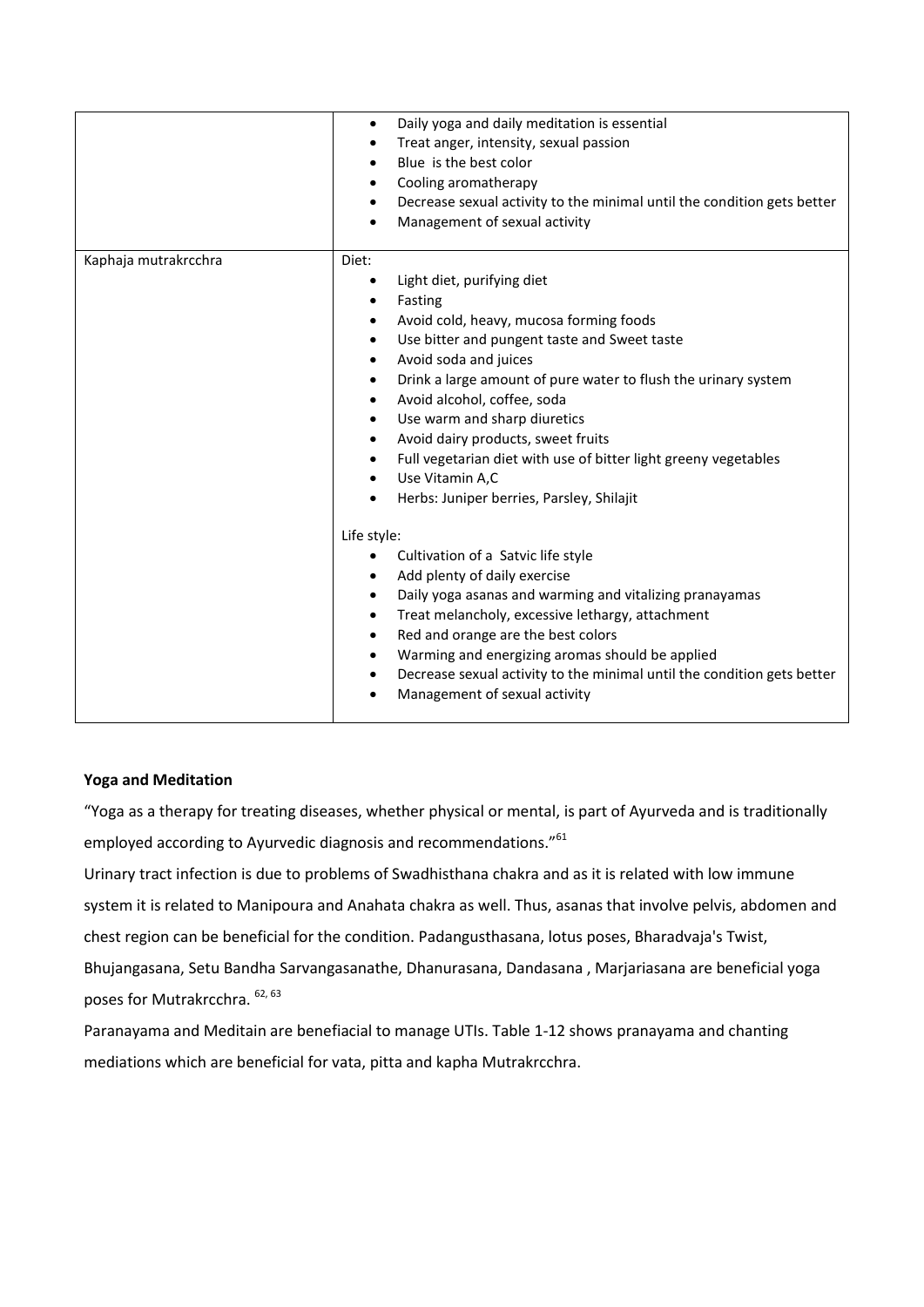| | |
|---|---|
| | • Daily yoga and daily meditation is essential<br>• Treat anger, intensity, sexual passion<br>• Blue is the best color<br>• Cooling aromatherapy<br>• Decrease sexual activity to the minimal until the condition gets better<br>• Management of sexual activity |
| Kaphaja mutrakrcchra | Diet:<br>• Light diet, purifying diet<br>• Fasting<br>• Avoid cold, heavy, mucosa forming foods<br>• Use bitter and pungent taste and Sweet taste<br>• Avoid soda and juices<br>• Drink a large amount of pure water to flush the urinary system<br>• Avoid alcohol, coffee, soda<br>• Use warm and sharp diuretics<br>• Avoid dairy products, sweet fruits<br>• Full vegetarian diet with use of bitter light greeny vegetables<br>• Use Vitamin A,C<br>• Herbs: Juniper berries, Parsley, Shilajit<br><br>Life style:<br>• Cultivation of a Satvic life style<br>• Add plenty of daily exercise<br>• Daily yoga asanas and warming and vitalizing pranayamas<br>• Treat melancholy, excessive lethargy, attachment<br>• Red and orange are the best colors<br>• Warming and energizing aromas should be applied<br>• Decrease sexual activity to the minimal until the condition gets better<br>• Management of sexual activity |

**Yoga and Meditation**

"Yoga as a therapy for treating diseases, whether physical or mental, is part of Ayurveda and is traditionally employed according to Ayurvedic diagnosis and recommendations."[61]

Urinary tract infection is due to problems of Swadhisthana chakra and as it is related with low immune system it is related to Manipoura and Anahata chakra as well. Thus, asanas that involve pelvis, abdomen and chest region can be beneficial for the condition. Padangusthasana, lotus poses, Bharadvaja's Twist, Bhujangasana, Setu Bandha Sarvangasanathe, Dhanurasana, Dandasana , Marjariasana are beneficial yoga poses for Mutrakrcchra. [62, 63]

Paranayama and Meditain are benefiacial to manage UTIs. Table 1-12 shows pranayama and chanting mediations which are beneficial for vata, pitta and kapha Mutrakrcchra.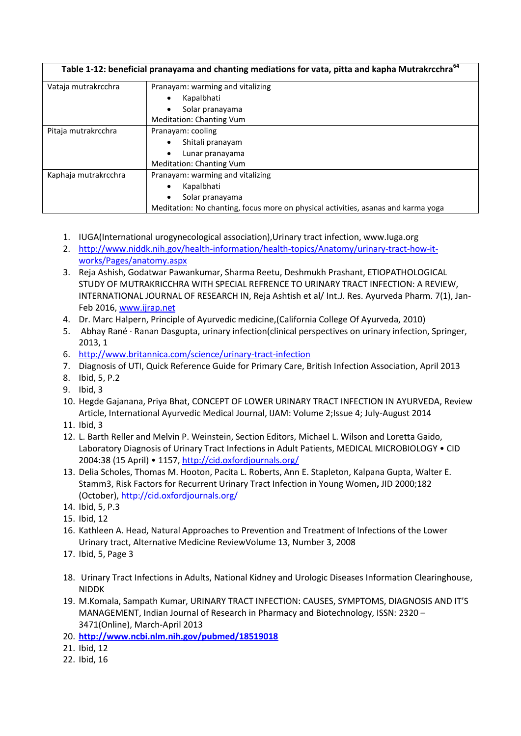**Table 1-12: beneficial pranayama and chanting mediations for vata, pitta and kapha Mutrakrcchra[64]**

| | |
|---|---|
| Vataja mutrakrcchra | Pranayam: warming and vitalizing<br>• Kapalbhati<br>• Solar pranayama<br>Meditation: Chanting Vum |
| Pitaja mutrakrcchra | Pranayam: cooling<br>• Shitali pranayam<br>• Lunar pranayama<br>Meditation: Chanting Vum |
| Kaphaja mutrakrcchra | Pranayam: warming and vitalizing<br>• Kapalbhati<br>• Solar pranayama<br>Meditation: No chanting, focus more on physical activities, asanas and karma yoga |

1. IUGA(International urogynecological association),Urinary tract infection, www.Iuga.org
2. http://www.niddk.nih.gov/health-information/health-topics/Anatomy/urinary-tract-how-it-works/Pages/anatomy.aspx
3. Reja Ashish, Godatwar Pawankumar, Sharma Reetu, Deshmukh Prashant, ETIOPATHOLOGICAL STUDY OF MUTRAKRICCHRA WITH SPECIAL REFRENCE TO URINARY TRACT INFECTION: A REVIEW, INTERNATIONAL JOURNAL OF RESEARCH IN, Reja Ashtish et al/ Int.J. Res. Ayurveda Pharm. 7(1), Jan-Feb 2016, www.ijrap.net
4. Dr. Marc Halpern, Principle of Ayurvedic medicine,(California College Of Ayurveda, 2010)
5. Abhay Rané · Ranan Dasgupta, urinary infection(clinical perspectives on urinary infection, Springer, 2013, 1
6. http://www.britannica.com/science/urinary-tract-infection
7. Diagnosis of UTI, Quick Reference Guide for Primary Care, British Infection Association, April 2013
8. Ibid, 5, P.2
9. Ibid, 3
10. Hegde Gajanana, Priya Bhat, CONCEPT OF LOWER URINARY TRACT INFECTION IN AYURVEDA, Review Article, International Ayurvedic Medical Journal, IJAM: Volume 2;Issue 4; July-August 2014
11. Ibid, 3
12. L. Barth Reller and Melvin P. Weinstein, Section Editors, Michael L. Wilson and Loretta Gaido, Laboratory Diagnosis of Urinary Tract Infections in Adult Patients, MEDICAL MICROBIOLOGY • CID 2004:38 (15 April) • 1157, http://cid.oxfordjournals.org/
13. Delia Scholes, Thomas M. Hooton, Pacita L. Roberts, Ann E. Stapleton, Kalpana Gupta, Walter E. Stamm3, Risk Factors for Recurrent Urinary Tract Infection in Young Women**,** JID 2000;182 (October), http://cid.oxfordjournals.org/
14. Ibid, 5, P.3
15. Ibid, 12
16. Kathleen A. Head, Natural Approaches to Prevention and Treatment of Infections of the Lower Urinary tract, Alternative Medicine ReviewVolume 13, Number 3, 2008
17. Ibid, 5, Page 3
18. Urinary Tract Infections in Adults, National Kidney and Urologic Diseases Information Clearinghouse, NIDDK
19. M.Komala, Sampath Kumar, URINARY TRACT INFECTION: CAUSES, SYMPTOMS, DIAGNOSIS AND IT'S MANAGEMENT, Indian Journal of Research in Pharmacy and Biotechnology, ISSN: 2320 – 3471(Online), March-April 2013
20. **http://www.ncbi.nlm.nih.gov/pubmed/18519018**
21. Ibid, 12
22. Ibid, 16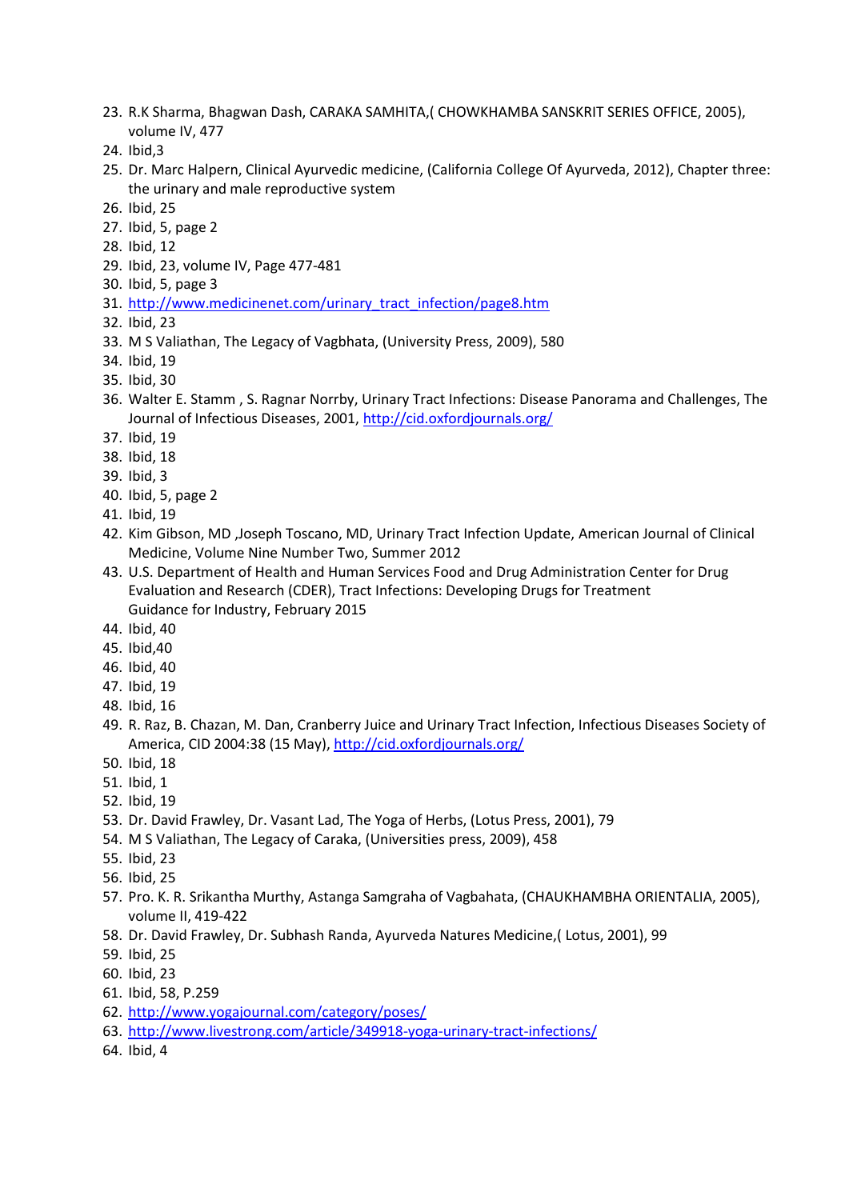23. R.K Sharma, Bhagwan Dash, CARAKA SAMHITA,( CHOWKHAMBA SANSKRIT SERIES OFFICE, 2005), volume IV, 477
24. Ibid,3
25. Dr. Marc Halpern, Clinical Ayurvedic medicine, (California College Of Ayurveda, 2012), Chapter three: the urinary and male reproductive system
26. Ibid, 25
27. Ibid, 5, page 2
28. Ibid, 12
29. Ibid, 23, volume IV, Page 477-481
30. Ibid, 5, page 3
31. http://www.medicinenet.com/urinary_tract_infection/page8.htm
32. Ibid, 23
33. M S Valiathan, The Legacy of Vagbhata, (University Press, 2009), 580
34. Ibid, 19
35. Ibid, 30
36. Walter E. Stamm , S. Ragnar Norrby, Urinary Tract Infections: Disease Panorama and Challenges, The Journal of Infectious Diseases, 2001, http://cid.oxfordjournals.org/
37. Ibid, 19
38. Ibid, 18
39. Ibid, 3
40. Ibid, 5, page 2
41. Ibid, 19
42. Kim Gibson, MD ,Joseph Toscano, MD, Urinary Tract Infection Update, American Journal of Clinical Medicine, Volume Nine Number Two, Summer 2012
43. U.S. Department of Health and Human Services Food and Drug Administration Center for Drug Evaluation and Research (CDER), Tract Infections: Developing Drugs for Treatment Guidance for Industry, February 2015
44. Ibid, 40
45. Ibid,40
46. Ibid, 40
47. Ibid, 19
48. Ibid, 16
49. R. Raz, B. Chazan, M. Dan, Cranberry Juice and Urinary Tract Infection, Infectious Diseases Society of America, CID 2004:38 (15 May), http://cid.oxfordjournals.org/
50. Ibid, 18
51. Ibid, 1
52. Ibid, 19
53. Dr. David Frawley, Dr. Vasant Lad, The Yoga of Herbs, (Lotus Press, 2001), 79
54. M S Valiathan, The Legacy of Caraka, (Universities press, 2009), 458
55. Ibid, 23
56. Ibid, 25
57. Pro. K. R. Srikantha Murthy, Astanga Samgraha of Vagbahata, (CHAUKHAMBHA ORIENTALIA, 2005), volume II, 419-422
58. Dr. David Frawley, Dr. Subhash Randa, Ayurveda Natures Medicine,( Lotus, 2001), 99
59. Ibid, 25
60. Ibid, 23
61. Ibid, 58, P.259
62. http://www.yogajournal.com/category/poses/
63. http://www.livestrong.com/article/349918-yoga-urinary-tract-infections/
64. Ibid, 4